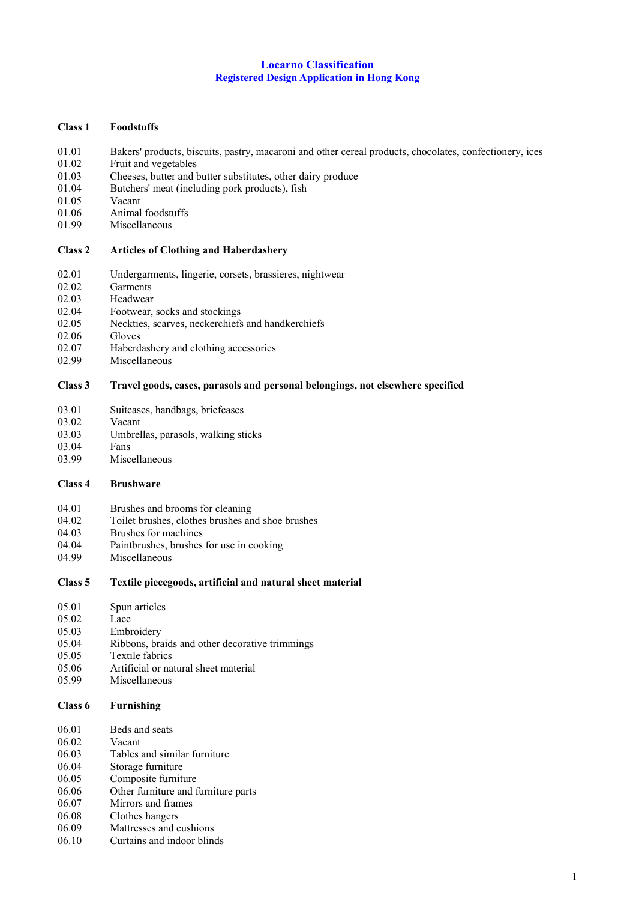# Locarno Classification

## Registered Design Application in Hong Kong

### Class 1 Foodstuffs

| | |
|---|---|
| 01.01 | Bakers' products, biscuits, pastry, macaroni and other cereal products, chocolates, confectionery, ices |
| 01.02 | Fruit and vegetables |
| 01.03 | Cheeses, butter and butter substitutes, other dairy produce |
| 01.04 | Butchers' meat (including pork products), fish |
| 01.05 | Vacant |
| 01.06 | Animal foodstuffs |
| 01.99 | Miscellaneous |

### Class 2 Articles of Clothing and Haberdashery

| | |
|---|---|
| 02.01 | Undergarments, lingerie, corsets, brassieres, nightwear |
| 02.02 | Garments |
| 02.03 | Headwear |
| 02.04 | Footwear, socks and stockings |
| 02.05 | Neckties, scarves, neckerchiefs and handkerchiefs |
| 02.06 | Gloves |
| 02.07 | Haberdashery and clothing accessories |
| 02.99 | Miscellaneous |

### Class 3 Travel goods, cases, parasols and personal belongings, not elsewhere specified

| | |
|---|---|
| 03.01 | Suitcases, handbags, briefcases |
| 03.02 | Vacant |
| 03.03 | Umbrellas, parasols, walking sticks |
| 03.04 | Fans |
| 03.99 | Miscellaneous |

### Class 4 Brushware

| | |
|---|---|
| 04.01 | Brushes and brooms for cleaning |
| 04.02 | Toilet brushes, clothes brushes and shoe brushes |
| 04.03 | Brushes for machines |
| 04.04 | Paintbrushes, brushes for use in cooking |
| 04.99 | Miscellaneous |

### Class 5 Textile piecegoods, artificial and natural sheet material

| | |
|---|---|
| 05.01 | Spun articles |
| 05.02 | Lace |
| 05.03 | Embroidery |
| 05.04 | Ribbons, braids and other decorative trimmings |
| 05.05 | Textile fabrics |
| 05.06 | Artificial or natural sheet material |
| 05.99 | Miscellaneous |

### Class 6 Furnishing

| | |
|---|---|
| 06.01 | Beds and seats |
| 06.02 | Vacant |
| 06.03 | Tables and similar furniture |
| 06.04 | Storage furniture |
| 06.05 | Composite furniture |
| 06.06 | Other furniture and furniture parts |
| 06.07 | Mirrors and frames |
| 06.08 | Clothes hangers |
| 06.09 | Mattresses and cushions |
| 06.10 | Curtains and indoor blinds |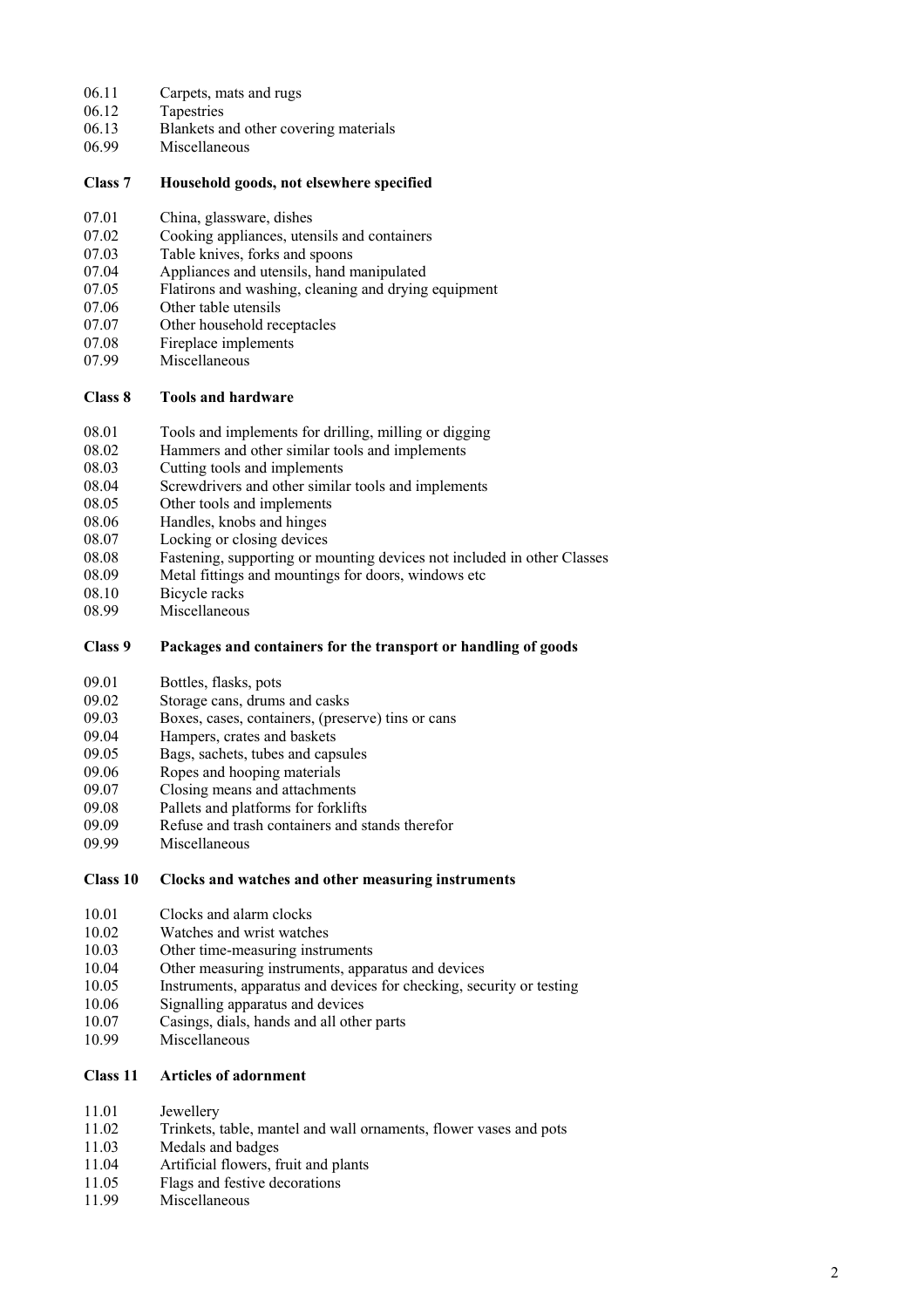| | |
|---|---|
| 06.11 | Carpets, mats and rugs |
| 06.12 | Tapestries |
| 06.13 | Blankets and other covering materials |
| 06.99 | Miscellaneous |

## Class 7 Household goods, not elsewhere specified

| | |
|---|---|
| 07.01 | China, glassware, dishes |
| 07.02 | Cooking appliances, utensils and containers |
| 07.03 | Table knives, forks and spoons |
| 07.04 | Appliances and utensils, hand manipulated |
| 07.05 | Flatirons and washing, cleaning and drying equipment |
| 07.06 | Other table utensils |
| 07.07 | Other household receptacles |
| 07.08 | Fireplace implements |
| 07.99 | Miscellaneous |

## Class 8 Tools and hardware

| | |
|---|---|
| 08.01 | Tools and implements for drilling, milling or digging |
| 08.02 | Hammers and other similar tools and implements |
| 08.03 | Cutting tools and implements |
| 08.04 | Screwdrivers and other similar tools and implements |
| 08.05 | Other tools and implements |
| 08.06 | Handles, knobs and hinges |
| 08.07 | Locking or closing devices |
| 08.08 | Fastening, supporting or mounting devices not included in other Classes |
| 08.09 | Metal fittings and mountings for doors, windows etc |
| 08.10 | Bicycle racks |
| 08.99 | Miscellaneous |

## Class 9 Packages and containers for the transport or handling of goods

| | |
|---|---|
| 09.01 | Bottles, flasks, pots |
| 09.02 | Storage cans, drums and casks |
| 09.03 | Boxes, cases, containers, (preserve) tins or cans |
| 09.04 | Hampers, crates and baskets |
| 09.05 | Bags, sachets, tubes and capsules |
| 09.06 | Ropes and hooping materials |
| 09.07 | Closing means and attachments |
| 09.08 | Pallets and platforms for forklifts |
| 09.09 | Refuse and trash containers and stands therefor |
| 09.99 | Miscellaneous |

## Class 10 Clocks and watches and other measuring instruments

| | |
|---|---|
| 10.01 | Clocks and alarm clocks |
| 10.02 | Watches and wrist watches |
| 10.03 | Other time-measuring instruments |
| 10.04 | Other measuring instruments, apparatus and devices |
| 10.05 | Instruments, apparatus and devices for checking, security or testing |
| 10.06 | Signalling apparatus and devices |
| 10.07 | Casings, dials, hands and all other parts |
| 10.99 | Miscellaneous |

## Class 11 Articles of adornment

| | |
|---|---|
| 11.01 | Jewellery |
| 11.02 | Trinkets, table, mantel and wall ornaments, flower vases and pots |
| 11.03 | Medals and badges |
| 11.04 | Artificial flowers, fruit and plants |
| 11.05 | Flags and festive decorations |
| 11.99 | Miscellaneous |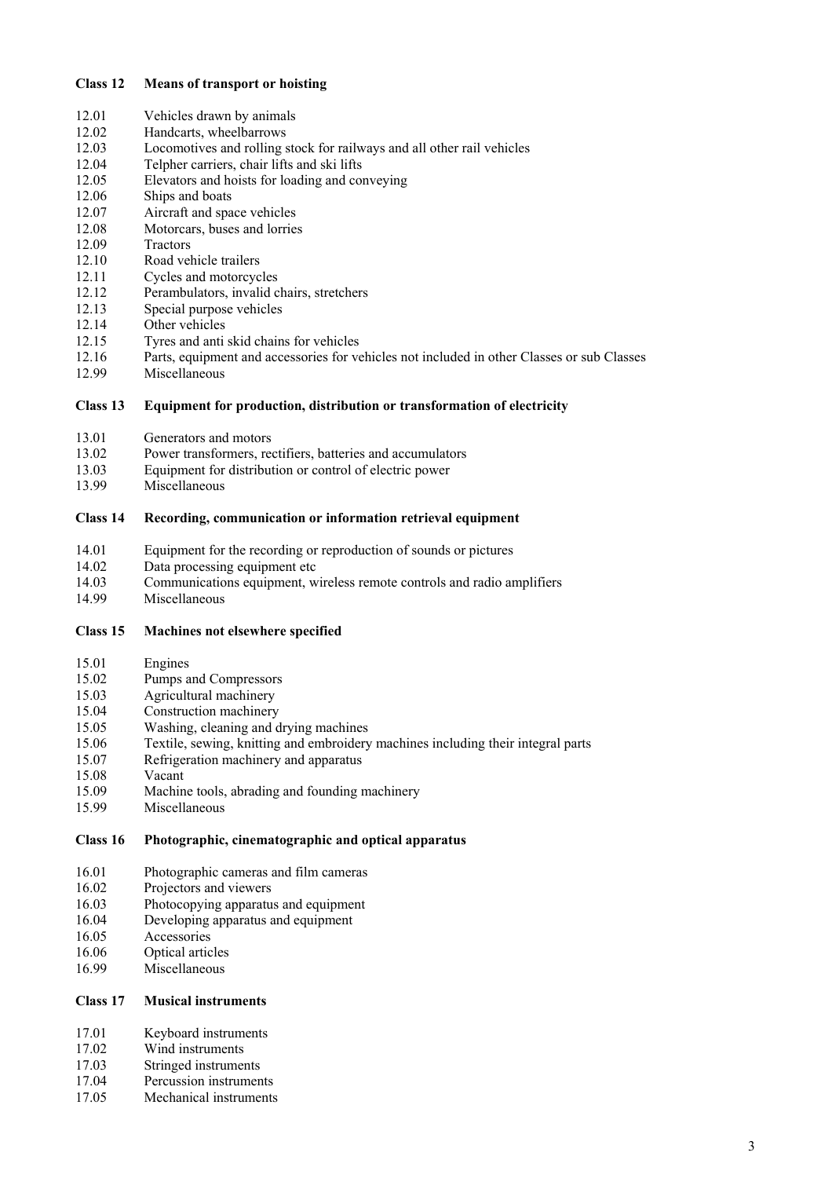**Class 12 Means of transport or hoisting**

12.01 Vehicles drawn by animals
12.02 Handcarts, wheelbarrows
12.03 Locomotives and rolling stock for railways and all other rail vehicles
12.04 Telpher carriers, chair lifts and ski lifts
12.05 Elevators and hoists for loading and conveying
12.06 Ships and boats
12.07 Aircraft and space vehicles
12.08 Motorcars, buses and lorries
12.09 Tractors
12.10 Road vehicle trailers
12.11 Cycles and motorcycles
12.12 Perambulators, invalid chairs, stretchers
12.13 Special purpose vehicles
12.14 Other vehicles
12.15 Tyres and anti skid chains for vehicles
12.16 Parts, equipment and accessories for vehicles not included in other Classes or sub Classes
12.99 Miscellaneous

**Class 13 Equipment for production, distribution or transformation of electricity**

13.01 Generators and motors
13.02 Power transformers, rectifiers, batteries and accumulators
13.03 Equipment for distribution or control of electric power
13.99 Miscellaneous

**Class 14 Recording, communication or information retrieval equipment**

14.01 Equipment for the recording or reproduction of sounds or pictures
14.02 Data processing equipment etc
14.03 Communications equipment, wireless remote controls and radio amplifiers
14.99 Miscellaneous

**Class 15 Machines not elsewhere specified**

15.01 Engines
15.02 Pumps and Compressors
15.03 Agricultural machinery
15.04 Construction machinery
15.05 Washing, cleaning and drying machines
15.06 Textile, sewing, knitting and embroidery machines including their integral parts
15.07 Refrigeration machinery and apparatus
15.08 Vacant
15.09 Machine tools, abrading and founding machinery
15.99 Miscellaneous

**Class 16 Photographic, cinematographic and optical apparatus**

16.01 Photographic cameras and film cameras
16.02 Projectors and viewers
16.03 Photocopying apparatus and equipment
16.04 Developing apparatus and equipment
16.05 Accessories
16.06 Optical articles
16.99 Miscellaneous

**Class 17 Musical instruments**

17.01 Keyboard instruments
17.02 Wind instruments
17.03 Stringed instruments
17.04 Percussion instruments
17.05 Mechanical instruments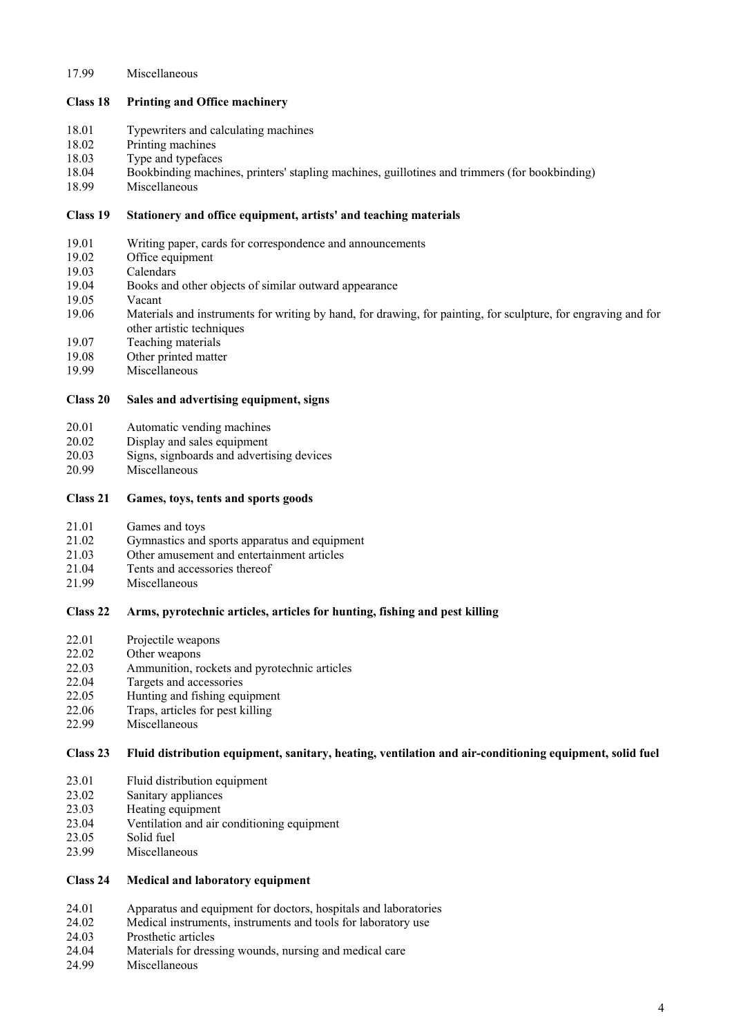17.99 Miscellaneous

**Class 18 Printing and Office machinery**

18.01 Typewriters and calculating machines
18.02 Printing machines
18.03 Type and typefaces
18.04 Bookbinding machines, printers' stapling machines, guillotines and trimmers (for bookbinding)
18.99 Miscellaneous

**Class 19 Stationery and office equipment, artists' and teaching materials**

19.01 Writing paper, cards for correspondence and announcements
19.02 Office equipment
19.03 Calendars
19.04 Books and other objects of similar outward appearance
19.05 Vacant
19.06 Materials and instruments for writing by hand, for drawing, for painting, for sculpture, for engraving and for other artistic techniques
19.07 Teaching materials
19.08 Other printed matter
19.99 Miscellaneous

**Class 20 Sales and advertising equipment, signs**

20.01 Automatic vending machines
20.02 Display and sales equipment
20.03 Signs, signboards and advertising devices
20.99 Miscellaneous

**Class 21 Games, toys, tents and sports goods**

21.01 Games and toys
21.02 Gymnastics and sports apparatus and equipment
21.03 Other amusement and entertainment articles
21.04 Tents and accessories thereof
21.99 Miscellaneous

**Class 22 Arms, pyrotechnic articles, articles for hunting, fishing and pest killing**

22.01 Projectile weapons
22.02 Other weapons
22.03 Ammunition, rockets and pyrotechnic articles
22.04 Targets and accessories
22.05 Hunting and fishing equipment
22.06 Traps, articles for pest killing
22.99 Miscellaneous

**Class 23 Fluid distribution equipment, sanitary, heating, ventilation and air-conditioning equipment, solid fuel**

23.01 Fluid distribution equipment
23.02 Sanitary appliances
23.03 Heating equipment
23.04 Ventilation and air conditioning equipment
23.05 Solid fuel
23.99 Miscellaneous

**Class 24 Medical and laboratory equipment**

24.01 Apparatus and equipment for doctors, hospitals and laboratories
24.02 Medical instruments, instruments and tools for laboratory use
24.03 Prosthetic articles
24.04 Materials for dressing wounds, nursing and medical care
24.99 Miscellaneous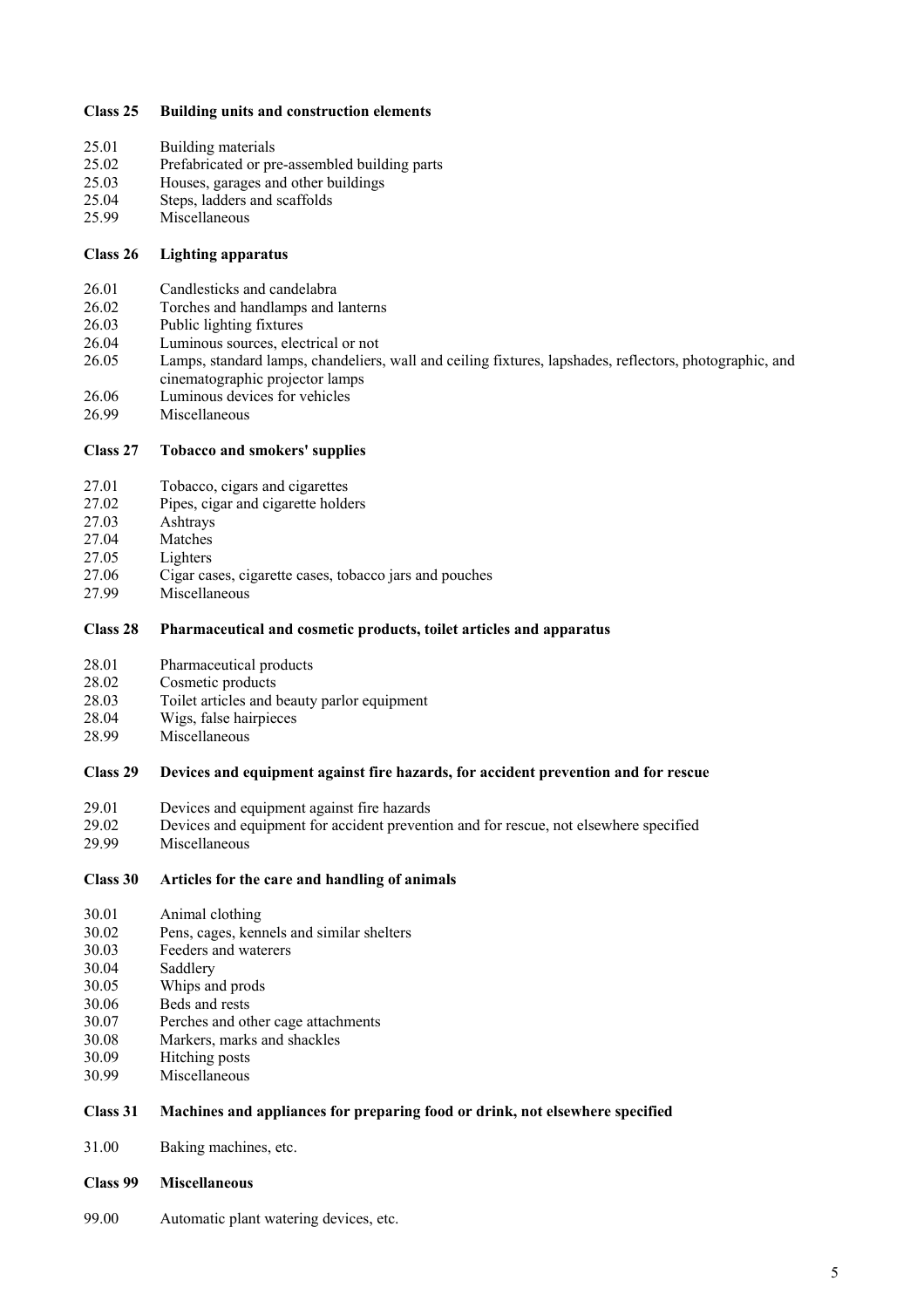**Class 25 Building units and construction elements**

25.01 Building materials
25.02 Prefabricated or pre-assembled building parts
25.03 Houses, garages and other buildings
25.04 Steps, ladders and scaffolds
25.99 Miscellaneous

**Class 26 Lighting apparatus**

26.01 Candlesticks and candelabra
26.02 Torches and handlamps and lanterns
26.03 Public lighting fixtures
26.04 Luminous sources, electrical or not
26.05 Lamps, standard lamps, chandeliers, wall and ceiling fixtures, lapshades, reflectors, photographic, and cinematographic projector lamps
26.06 Luminous devices for vehicles
26.99 Miscellaneous

**Class 27 Tobacco and smokers' supplies**

27.01 Tobacco, cigars and cigarettes
27.02 Pipes, cigar and cigarette holders
27.03 Ashtrays
27.04 Matches
27.05 Lighters
27.06 Cigar cases, cigarette cases, tobacco jars and pouches
27.99 Miscellaneous

**Class 28 Pharmaceutical and cosmetic products, toilet articles and apparatus**

28.01 Pharmaceutical products
28.02 Cosmetic products
28.03 Toilet articles and beauty parlor equipment
28.04 Wigs, false hairpieces
28.99 Miscellaneous

**Class 29 Devices and equipment against fire hazards, for accident prevention and for rescue**

29.01 Devices and equipment against fire hazards
29.02 Devices and equipment for accident prevention and for rescue, not elsewhere specified
29.99 Miscellaneous

**Class 30 Articles for the care and handling of animals**

30.01 Animal clothing
30.02 Pens, cages, kennels and similar shelters
30.03 Feeders and waterers
30.04 Saddlery
30.05 Whips and prods
30.06 Beds and rests
30.07 Perches and other cage attachments
30.08 Markers, marks and shackles
30.09 Hitching posts
30.99 Miscellaneous

**Class 31 Machines and appliances for preparing food or drink, not elsewhere specified**

31.00 Baking machines, etc.

**Class 99 Miscellaneous**

99.00 Automatic plant watering devices, etc.